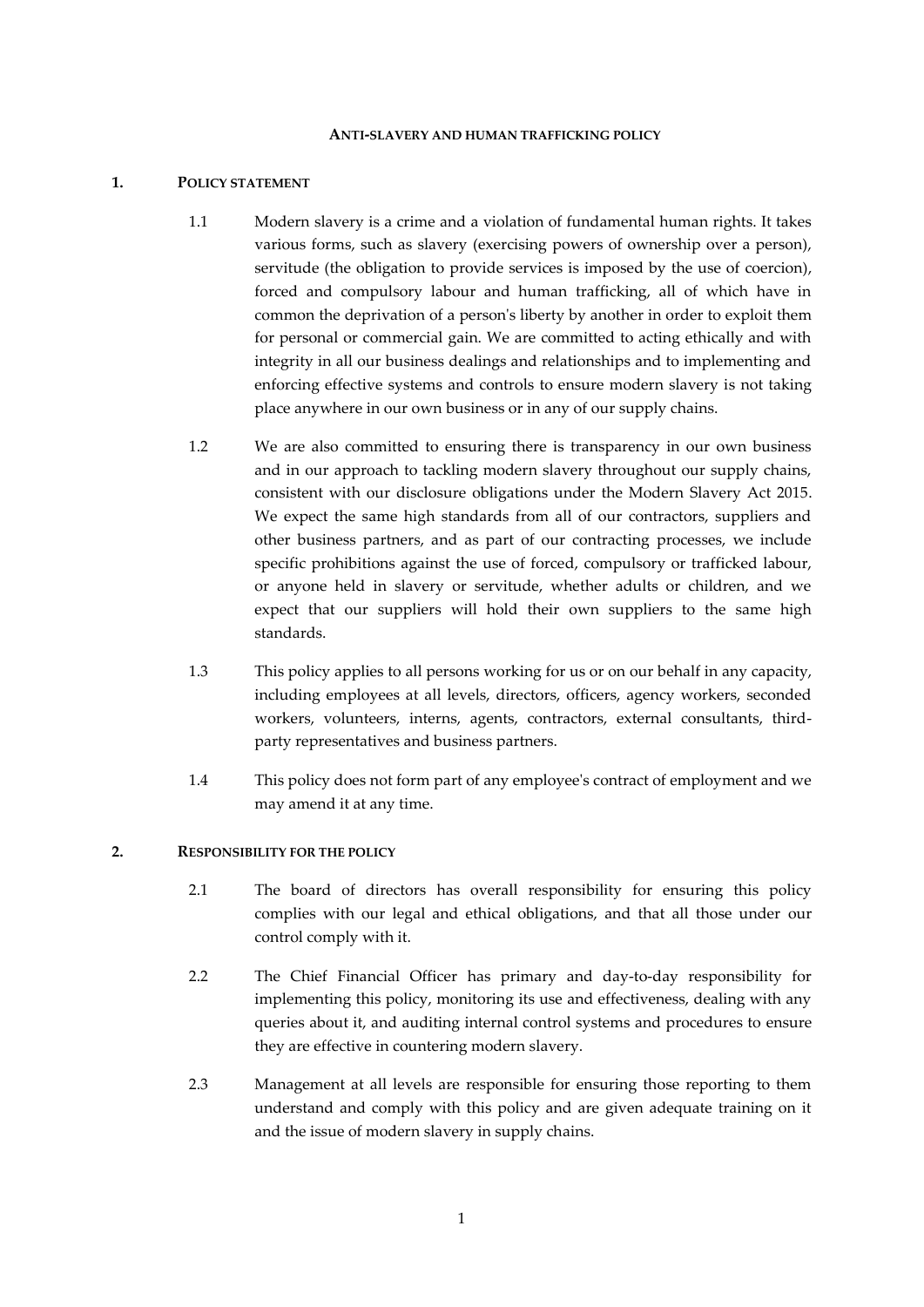# ANTI-SLAVERY AND HUMAN TRAFFICKING POLICY

## 1. POLICY STATEMENT

1.1 Modern slavery is a crime and a violation of fundamental human rights. It takes various forms, such as slavery (exercising powers of ownership over a person), servitude (the obligation to provide services is imposed by the use of coercion), forced and compulsory labour and human trafficking, all of which have in common the deprivation of a person's liberty by another in order to exploit them for personal or commercial gain. We are committed to acting ethically and with integrity in all our business dealings and relationships and to implementing and enforcing effective systems and controls to ensure modern slavery is not taking place anywhere in our own business or in any of our supply chains.

1.2 We are also committed to ensuring there is transparency in our own business and in our approach to tackling modern slavery throughout our supply chains, consistent with our disclosure obligations under the Modern Slavery Act 2015. We expect the same high standards from all of our contractors, suppliers and other business partners, and as part of our contracting processes, we include specific prohibitions against the use of forced, compulsory or trafficked labour, or anyone held in slavery or servitude, whether adults or children, and we expect that our suppliers will hold their own suppliers to the same high standards.

1.3 This policy applies to all persons working for us or on our behalf in any capacity, including employees at all levels, directors, officers, agency workers, seconded workers, volunteers, interns, agents, contractors, external consultants, third-party representatives and business partners.

1.4 This policy does not form part of any employee's contract of employment and we may amend it at any time.

## 2. RESPONSIBILITY FOR THE POLICY

2.1 The board of directors has overall responsibility for ensuring this policy complies with our legal and ethical obligations, and that all those under our control comply with it.

2.2 The Chief Financial Officer has primary and day-to-day responsibility for implementing this policy, monitoring its use and effectiveness, dealing with any queries about it, and auditing internal control systems and procedures to ensure they are effective in countering modern slavery.

2.3 Management at all levels are responsible for ensuring those reporting to them understand and comply with this policy and are given adequate training on it and the issue of modern slavery in supply chains.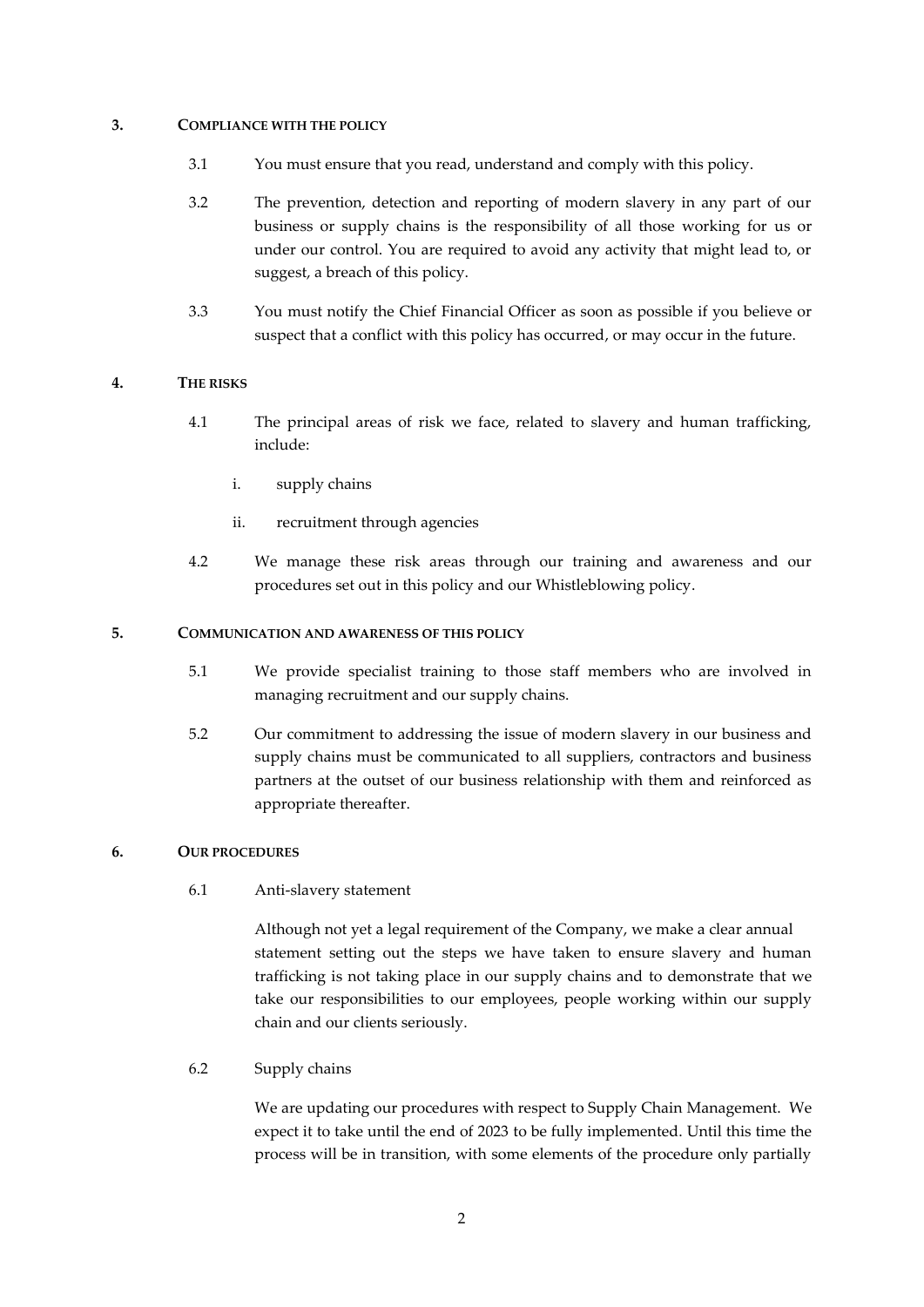## 3. COMPLIANCE WITH THE POLICY

3.1 You must ensure that you read, understand and comply with this policy.

3.2 The prevention, detection and reporting of modern slavery in any part of our business or supply chains is the responsibility of all those working for us or under our control. You are required to avoid any activity that might lead to, or suggest, a breach of this policy.

3.3 You must notify the Chief Financial Officer as soon as possible if you believe or suspect that a conflict with this policy has occurred, or may occur in the future.

## 4. THE RISKS

4.1 The principal areas of risk we face, related to slavery and human trafficking, include:

i. supply chains

ii. recruitment through agencies

4.2 We manage these risk areas through our training and awareness and our procedures set out in this policy and our Whistleblowing policy.

## 5. COMMUNICATION AND AWARENESS OF THIS POLICY

5.1 We provide specialist training to those staff members who are involved in managing recruitment and our supply chains.

5.2 Our commitment to addressing the issue of modern slavery in our business and supply chains must be communicated to all suppliers, contractors and business partners at the outset of our business relationship with them and reinforced as appropriate thereafter.

## 6. OUR PROCEDURES

6.1 Anti-slavery statement

Although not yet a legal requirement of the Company, we make a clear annual statement setting out the steps we have taken to ensure slavery and human trafficking is not taking place in our supply chains and to demonstrate that we take our responsibilities to our employees, people working within our supply chain and our clients seriously.

6.2 Supply chains

We are updating our procedures with respect to Supply Chain Management. We expect it to take until the end of 2023 to be fully implemented. Until this time the process will be in transition, with some elements of the procedure only partially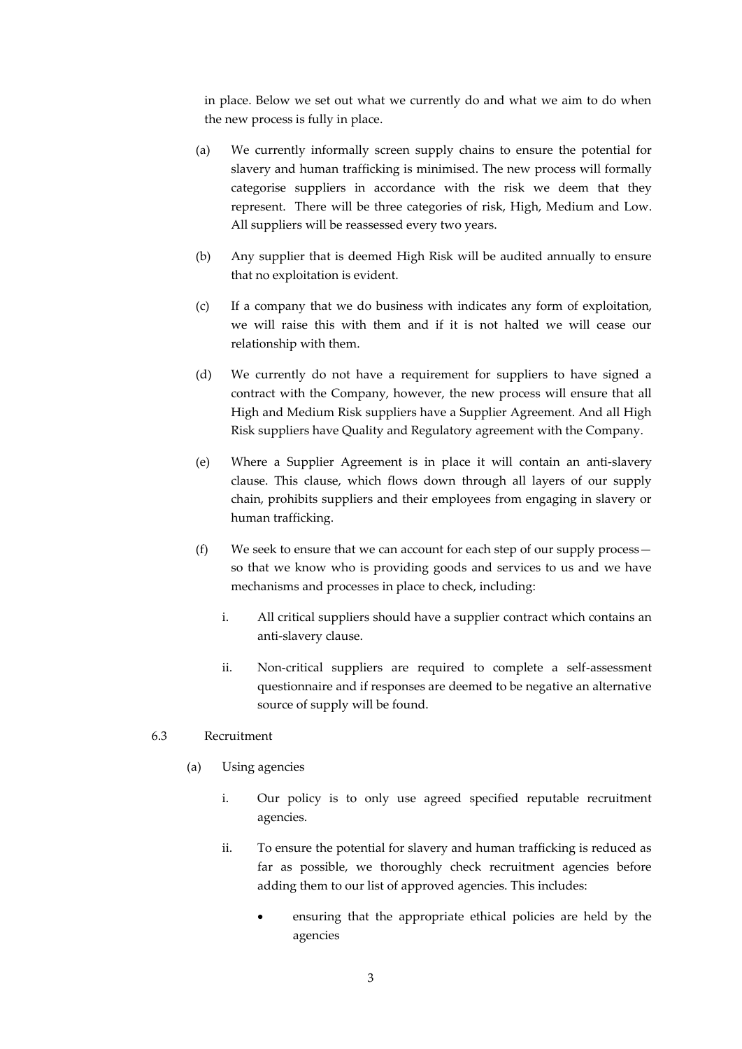in place. Below we set out what we currently do and what we aim to do when the new process is fully in place.

(a) We currently informally screen supply chains to ensure the potential for slavery and human trafficking is minimised. The new process will formally categorise suppliers in accordance with the risk we deem that they represent. There will be three categories of risk, High, Medium and Low. All suppliers will be reassessed every two years.

(b) Any supplier that is deemed High Risk will be audited annually to ensure that no exploitation is evident.

(c) If a company that we do business with indicates any form of exploitation, we will raise this with them and if it is not halted we will cease our relationship with them.

(d) We currently do not have a requirement for suppliers to have signed a contract with the Company, however, the new process will ensure that all High and Medium Risk suppliers have a Supplier Agreement. And all High Risk suppliers have Quality and Regulatory agreement with the Company.

(e) Where a Supplier Agreement is in place it will contain an anti-slavery clause. This clause, which flows down through all layers of our supply chain, prohibits suppliers and their employees from engaging in slavery or human trafficking.

(f) We seek to ensure that we can account for each step of our supply process—so that we know who is providing goods and services to us and we have mechanisms and processes in place to check, including:

   i. All critical suppliers should have a supplier contract which contains an anti-slavery clause.

   ii. Non-critical suppliers are required to complete a self-assessment questionnaire and if responses are deemed to be negative an alternative source of supply will be found.

6.3 Recruitment

(a) Using agencies

   i. Our policy is to only use agreed specified reputable recruitment agencies.

   ii. To ensure the potential for slavery and human trafficking is reduced as far as possible, we thoroughly check recruitment agencies before adding them to our list of approved agencies. This includes:

      - ensuring that the appropriate ethical policies are held by the agencies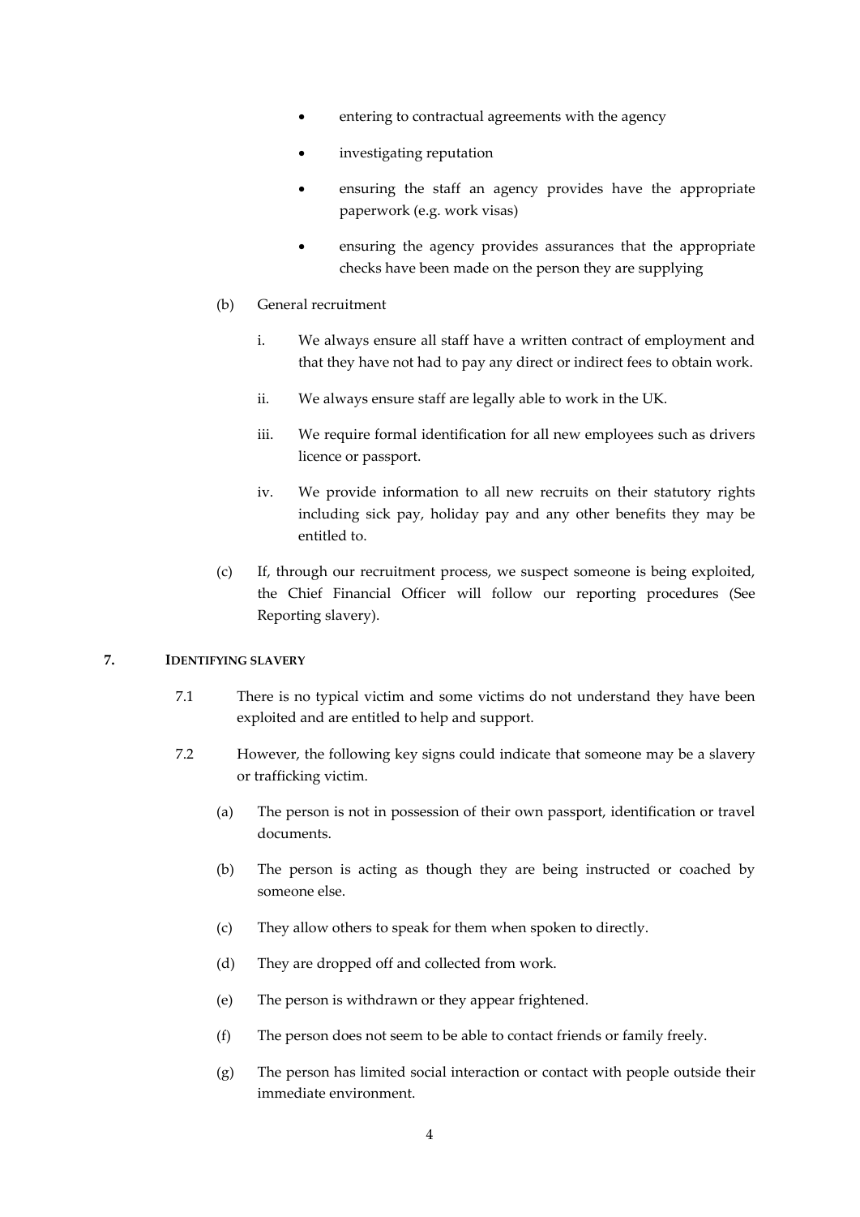- entering to contractual agreements with the agency
- investigating reputation
- ensuring the staff an agency provides have the appropriate paperwork (e.g. work visas)
- ensuring the agency provides assurances that the appropriate checks have been made on the person they are supplying

(b) General recruitment

i. We always ensure all staff have a written contract of employment and that they have not had to pay any direct or indirect fees to obtain work.

ii. We always ensure staff are legally able to work in the UK.

iii. We require formal identification for all new employees such as drivers licence or passport.

iv. We provide information to all new recruits on their statutory rights including sick pay, holiday pay and any other benefits they may be entitled to.

(c) If, through our recruitment process, we suspect someone is being exploited, the Chief Financial Officer will follow our reporting procedures (See Reporting slavery).

## 7. IDENTIFYING SLAVERY

7.1 There is no typical victim and some victims do not understand they have been exploited and are entitled to help and support.

7.2 However, the following key signs could indicate that someone may be a slavery or trafficking victim.

(a) The person is not in possession of their own passport, identification or travel documents.

(b) The person is acting as though they are being instructed or coached by someone else.

(c) They allow others to speak for them when spoken to directly.

(d) They are dropped off and collected from work.

(e) The person is withdrawn or they appear frightened.

(f) The person does not seem to be able to contact friends or family freely.

(g) The person has limited social interaction or contact with people outside their immediate environment.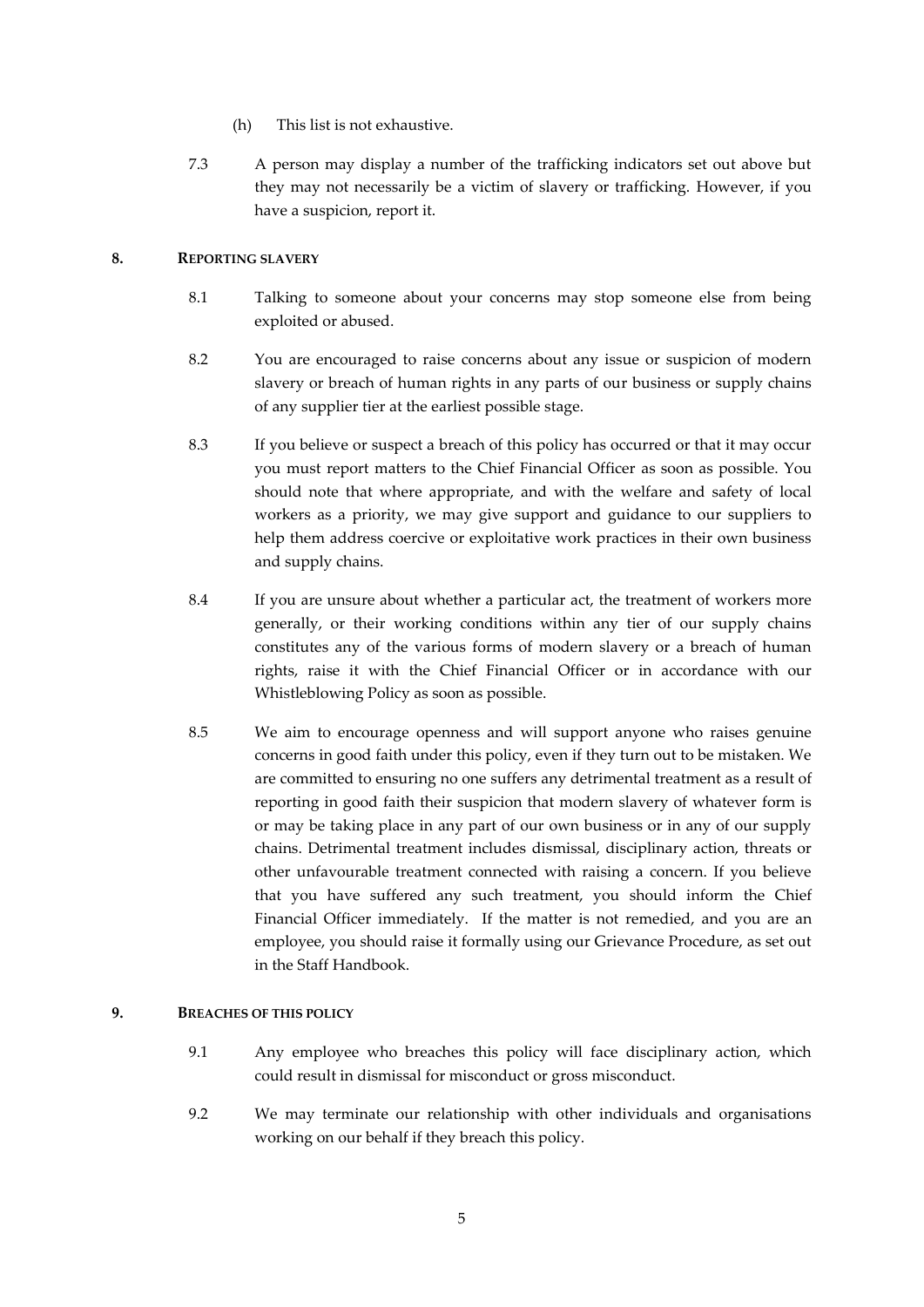(h) This list is not exhaustive.

7.3 A person may display a number of the trafficking indicators set out above but they may not necessarily be a victim of slavery or trafficking. However, if you have a suspicion, report it.

## 8. REPORTING SLAVERY

8.1 Talking to someone about your concerns may stop someone else from being exploited or abused.

8.2 You are encouraged to raise concerns about any issue or suspicion of modern slavery or breach of human rights in any parts of our business or supply chains of any supplier tier at the earliest possible stage.

8.3 If you believe or suspect a breach of this policy has occurred or that it may occur you must report matters to the Chief Financial Officer as soon as possible. You should note that where appropriate, and with the welfare and safety of local workers as a priority, we may give support and guidance to our suppliers to help them address coercive or exploitative work practices in their own business and supply chains.

8.4 If you are unsure about whether a particular act, the treatment of workers more generally, or their working conditions within any tier of our supply chains constitutes any of the various forms of modern slavery or a breach of human rights, raise it with the Chief Financial Officer or in accordance with our Whistleblowing Policy as soon as possible.

8.5 We aim to encourage openness and will support anyone who raises genuine concerns in good faith under this policy, even if they turn out to be mistaken. We are committed to ensuring no one suffers any detrimental treatment as a result of reporting in good faith their suspicion that modern slavery of whatever form is or may be taking place in any part of our own business or in any of our supply chains. Detrimental treatment includes dismissal, disciplinary action, threats or other unfavourable treatment connected with raising a concern. If you believe that you have suffered any such treatment, you should inform the Chief Financial Officer immediately. If the matter is not remedied, and you are an employee, you should raise it formally using our Grievance Procedure, as set out in the Staff Handbook.

## 9. BREACHES OF THIS POLICY

9.1 Any employee who breaches this policy will face disciplinary action, which could result in dismissal for misconduct or gross misconduct.

9.2 We may terminate our relationship with other individuals and organisations working on our behalf if they breach this policy.